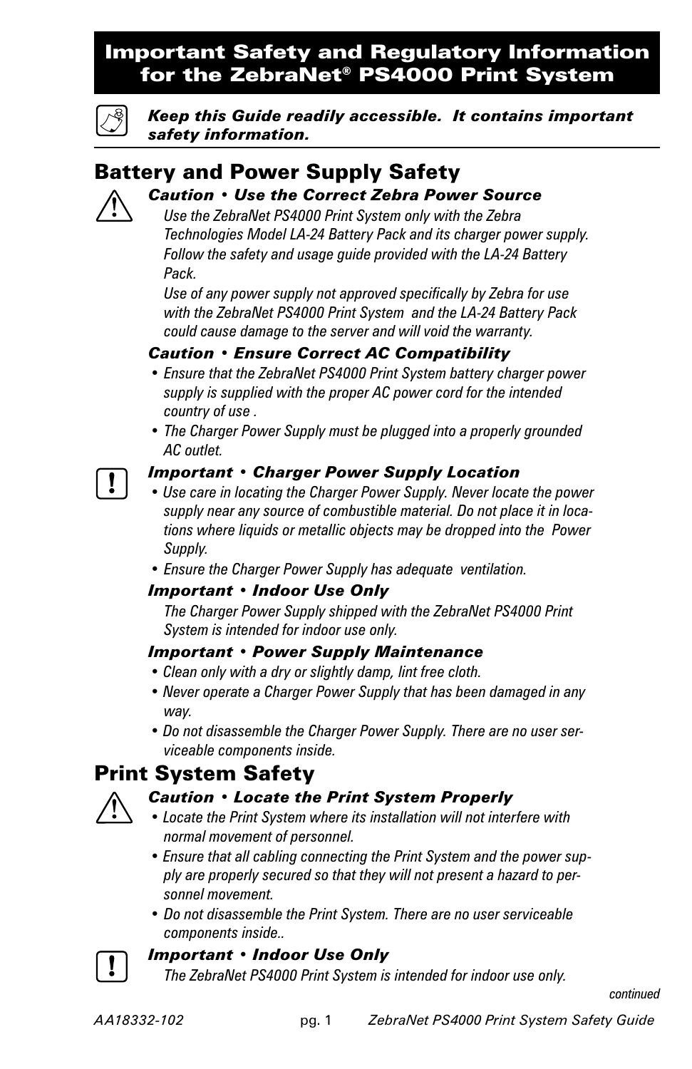# Important Safety and Regulatory Information for the ZebraNet® PS4000 Print System

***Keep this Guide readily accessible. It contains important safety information.***

## Battery and Power Supply Safety

***Caution • Use the Correct Zebra Power Source***

*Use the ZebraNet PS4000 Print System only with the Zebra Technologies Model LA-24 Battery Pack and its charger power supply. Follow the safety and usage guide provided with the LA-24 Battery Pack.*

*Use of any power supply not approved specifically by Zebra for use with the ZebraNet PS4000 Print System and the LA-24 Battery Pack could cause damage to the server and will void the warranty.*

***Caution • Ensure Correct AC Compatibility***

- *Ensure that the ZebraNet PS4000 Print System battery charger power supply is supplied with the proper AC power cord for the intended country of use .*
- *The Charger Power Supply must be plugged into a properly grounded AC outlet.*

***Important • Charger Power Supply Location***

- *Use care in locating the Charger Power Supply. Never locate the power supply near any source of combustible material. Do not place it in locations where liquids or metallic objects may be dropped into the Power Supply.*
- *Ensure the Charger Power Supply has adequate ventilation.*

***Important • Indoor Use Only***

*The Charger Power Supply shipped with the ZebraNet PS4000 Print System is intended for indoor use only.*

***Important • Power Supply Maintenance***

- *Clean only with a dry or slightly damp, lint free cloth.*
- *Never operate a Charger Power Supply that has been damaged in any way.*
- *Do not disassemble the Charger Power Supply. There are no user serviceable components inside.*

## Print System Safety

***Caution • Locate the Print System Properly***

- *Locate the Print System where its installation will not interfere with normal movement of personnel.*
- *Ensure that all cabling connecting the Print System and the power supply are properly secured so that they will not present a hazard to personnel movement.*
- *Do not disassemble the Print System. There are no user serviceable components inside..*

***Important • Indoor Use Only***

*The ZebraNet PS4000 Print System is intended for indoor use only.*

*continued*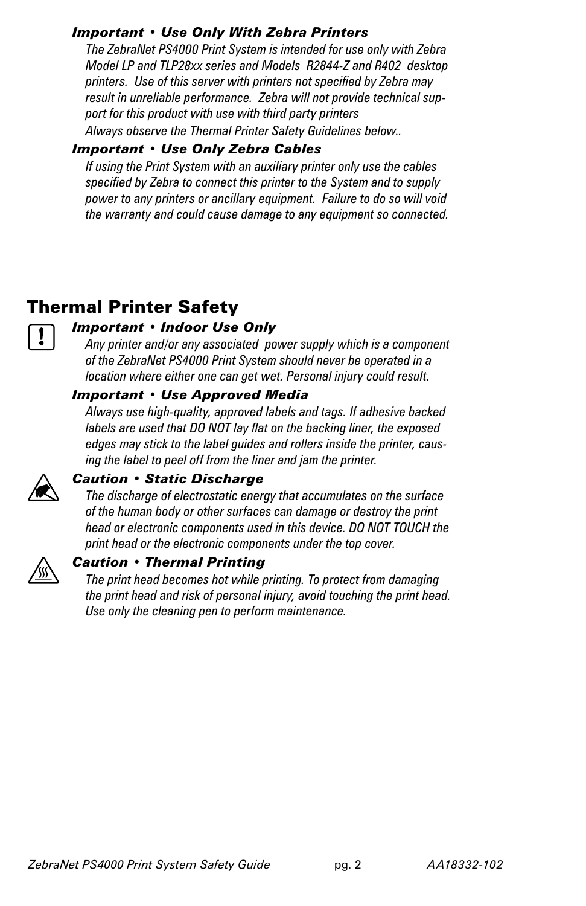***Important • Use Only With Zebra Printers***

*The ZebraNet PS4000 Print System is intended for use only with Zebra Model LP and TLP28xx series and Models R2844-Z and R402 desktop printers. Use of this server with printers not specified by Zebra may result in unreliable performance. Zebra will not provide technical support for this product with use with third party printers*

*Always observe the Thermal Printer Safety Guidelines below..*

***Important • Use Only Zebra Cables***

*If using the Print System with an auxiliary printer only use the cables specified by Zebra to connect this printer to the System and to supply power to any printers or ancillary equipment. Failure to do so will void the warranty and could cause damage to any equipment so connected.*

## Thermal Printer Safety

***Important • Indoor Use Only***

*Any printer and/or any associated power supply which is a component of the ZebraNet PS4000 Print System should never be operated in a location where either one can get wet. Personal injury could result.*

***Important • Use Approved Media***

*Always use high-quality, approved labels and tags. If adhesive backed labels are used that DO NOT lay flat on the backing liner, the exposed edges may stick to the label guides and rollers inside the printer, causing the label to peel off from the liner and jam the printer.*

***Caution • Static Discharge***

*The discharge of electrostatic energy that accumulates on the surface of the human body or other surfaces can damage or destroy the print head or electronic components used in this device. DO NOT TOUCH the print head or the electronic components under the top cover.*

***Caution • Thermal Printing***

*The print head becomes hot while printing. To protect from damaging the print head and risk of personal injury, avoid touching the print head. Use only the cleaning pen to perform maintenance.*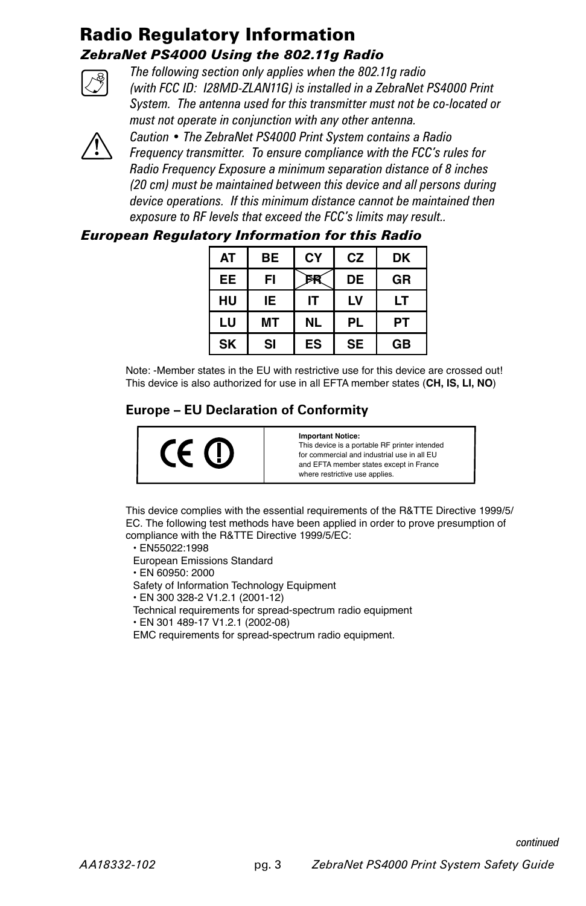# Radio Regulatory Information

### *ZebraNet PS4000 Using the 802.11g Radio*

*The following section only applies when the 802.11g radio (with FCC ID: I28MD-ZLAN11G) is installed in a ZebraNet PS4000 Print System. The antenna used for this transmitter must not be co-located or must not operate in conjunction with any other antenna.*

*Caution • The ZebraNet PS4000 Print System contains a Radio Frequency transmitter. To ensure compliance with the FCC's rules for Radio Frequency Exposure a minimum separation distance of 8 inches (20 cm) must be maintained between this device and all persons during device operations. If this minimum distance cannot be maintained then exposure to RF levels that exceed the FCC's limits may result..*

### *European Regulatory Information for this Radio*

| AT | BE | CY | CZ | DK |
|---|---|---|---|---|
| EE | FI | ~~FR~~ | DE | GR |
| HU | IE | IT | LV | LT |
| LU | MT | NL | PL | PT |
| SK | SI | ES | SE | GB |

Note: -Member states in the EU with restrictive use for this device are crossed out!
This device is also authorized for use in all EFTA member states (**CH, IS, LI, NO**)

#### Europe – EU Declaration of Conformity

| CE ⓘ | **Important Notice:** This device is a portable RF printer intended for commercial and industrial use in all EU and EFTA member states except in France where restrictive use applies. |
|---|---|

This device complies with the essential requirements of the R&TTE Directive 1999/5/EC. The following test methods have been applied in order to prove presumption of compliance with the R&TTE Directive 1999/5/EC:

- EN55022:1998
  European Emissions Standard
- EN 60950: 2000
  Safety of Information Technology Equipment
- EN 300 328-2 V1.2.1 (2001-12)
  Technical requirements for spread-spectrum radio equipment
- EN 301 489-17 V1.2.1 (2002-08)
  EMC requirements for spread-spectrum radio equipment.

*continued*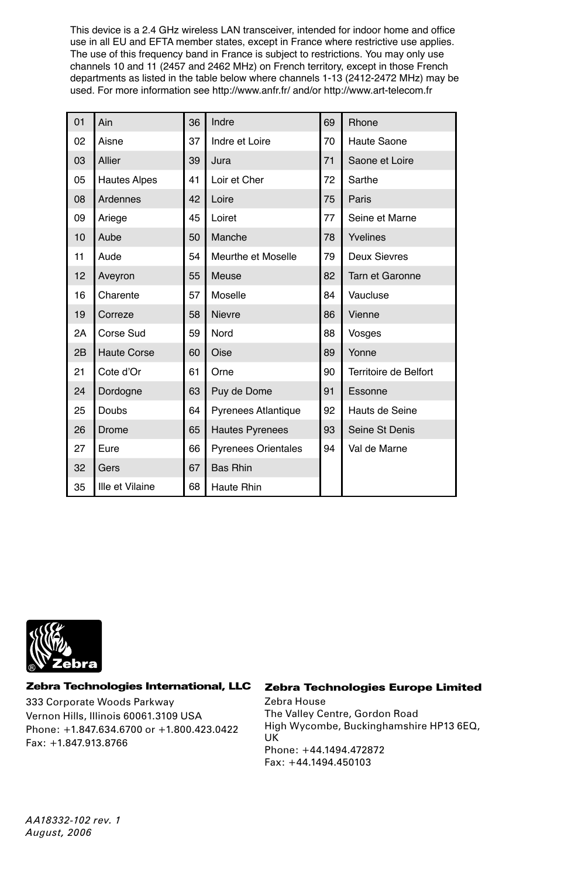This device is a 2.4 GHz wireless LAN transceiver, intended for indoor home and office use in all EU and EFTA member states, except in France where restrictive use applies. The use of this frequency band in France is subject to restrictions. You may only use channels 10 and 11 (2457 and 2462 MHz) on French territory, except in those French departments as listed in the table below where channels 1-13 (2412-2472 MHz) may be used. For more information see http://www.anfr.fr/ and/or http://www.art-telecom.fr

| | | | | | |
|---|---|---|---|---|---|
| 01 | Ain | 36 | Indre | 69 | Rhone |
| 02 | Aisne | 37 | Indre et Loire | 70 | Haute Saone |
| 03 | Allier | 39 | Jura | 71 | Saone et Loire |
| 05 | Hautes Alpes | 41 | Loir et Cher | 72 | Sarthe |
| 08 | Ardennes | 42 | Loire | 75 | Paris |
| 09 | Ariege | 45 | Loiret | 77 | Seine et Marne |
| 10 | Aube | 50 | Manche | 78 | Yvelines |
| 11 | Aude | 54 | Meurthe et Moselle | 79 | Deux Sievres |
| 12 | Aveyron | 55 | Meuse | 82 | Tarn et Garonne |
| 16 | Charente | 57 | Moselle | 84 | Vaucluse |
| 19 | Correze | 58 | Nievre | 86 | Vienne |
| 2A | Corse Sud | 59 | Nord | 88 | Vosges |
| 2B | Haute Corse | 60 | Oise | 89 | Yonne |
| 21 | Cote d'Or | 61 | Orne | 90 | Territoire de Belfort |
| 24 | Dordogne | 63 | Puy de Dome | 91 | Essonne |
| 25 | Doubs | 64 | Pyrenees Atlantique | 92 | Hauts de Seine |
| 26 | Drome | 65 | Hautes Pyrenees | 93 | Seine St Denis |
| 27 | Eure | 66 | Pyrenees Orientales | 94 | Val de Marne |
| 32 | Gers | 67 | Bas Rhin | | |
| 35 | Ille et Vilaine | 68 | Haute Rhin | | |

**Zebra Technologies International, LLC**
333 Corporate Woods Parkway
Vernon Hills, Illinois 60061.3109 USA
Phone: +1.847.634.6700 or +1.800.423.0422
Fax: +1.847.913.8766

**Zebra Technologies Europe Limited**
Zebra House
The Valley Centre, Gordon Road
High Wycombe, Buckinghamshire HP13 6EQ, UK
Phone: +44.1494.472872
Fax: +44.1494.450103

*AA18332-102 rev. 1*
*August, 2006*